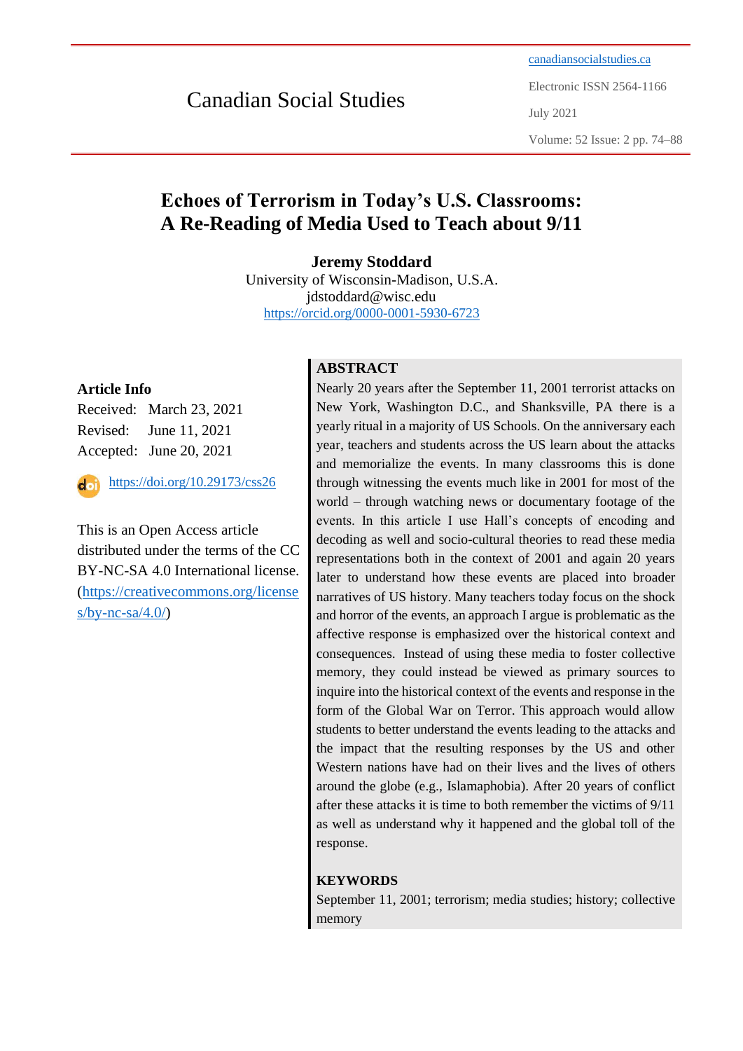Canadian Social Studies

canadiansocialstudies.ca

Electronic ISSN 2564-1166

July 2021

# Echoes of Terrorism in Today's U.S. Classrooms: A Re-Reading of Media Used to Teach about 9/11

**Jeremy Stoddard**
University of Wisconsin-Madison, U.S.A.
jdstoddard@wisc.edu
https://orcid.org/0000-0001-5930-6723

**Article Info**

Received: March 23, 2021
Revised: June 11, 2021
Accepted: June 20, 2021

https://doi.org/10.29173/css26

This is an Open Access article distributed under the terms of the CC BY-NC-SA 4.0 International license. (https://creativecommons.org/licenses/by-nc-sa/4.0/)

## ABSTRACT

Nearly 20 years after the September 11, 2001 terrorist attacks on New York, Washington D.C., and Shanksville, PA there is a yearly ritual in a majority of US Schools. On the anniversary each year, teachers and students across the US learn about the attacks and memorialize the events. In many classrooms this is done through witnessing the events much like in 2001 for most of the world – through watching news or documentary footage of the events. In this article I use Hall's concepts of encoding and decoding as well and socio-cultural theories to read these media representations both in the context of 2001 and again 20 years later to understand how these events are placed into broader narratives of US history. Many teachers today focus on the shock and horror of the events, an approach I argue is problematic as the affective response is emphasized over the historical context and consequences. Instead of using these media to foster collective memory, they could instead be viewed as primary sources to inquire into the historical context of the events and response in the form of the Global War on Terror. This approach would allow students to better understand the events leading to the attacks and the impact that the resulting responses by the US and other Western nations have had on their lives and the lives of others around the globe (e.g., Islamaphobia). After 20 years of conflict after these attacks it is time to both remember the victims of 9/11 as well as understand why it happened and the global toll of the response.

## KEYWORDS

September 11, 2001; terrorism; media studies; history; collective memory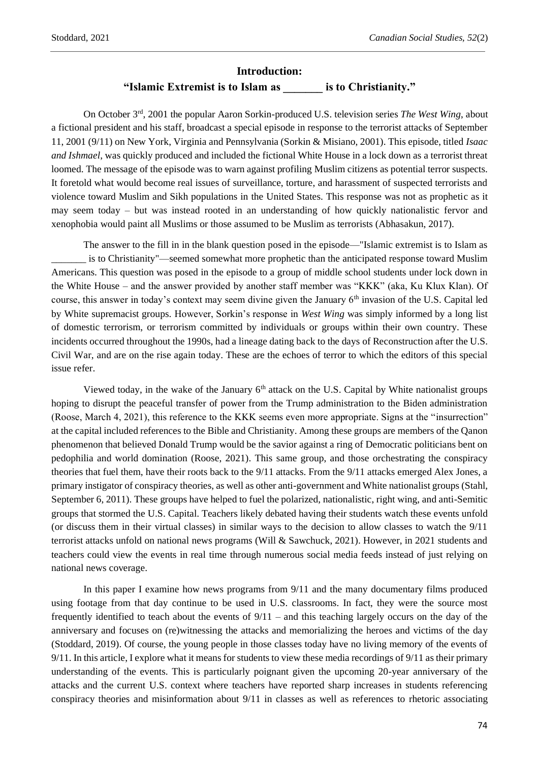## Introduction:

## "Islamic Extremist is to Islam as _______ is to Christianity."

On October 3rd, 2001 the popular Aaron Sorkin-produced U.S. television series *The West Wing*, about a fictional president and his staff, broadcast a special episode in response to the terrorist attacks of September 11, 2001 (9/11) on New York, Virginia and Pennsylvania (Sorkin & Misiano, 2001). This episode, titled *Isaac and Ishmael*, was quickly produced and included the fictional White House in a lock down as a terrorist threat loomed. The message of the episode was to warn against profiling Muslim citizens as potential terror suspects. It foretold what would become real issues of surveillance, torture, and harassment of suspected terrorists and violence toward Muslim and Sikh populations in the United States. This response was not as prophetic as it may seem today – but was instead rooted in an understanding of how quickly nationalistic fervor and xenophobia would paint all Muslims or those assumed to be Muslim as terrorists (Abhasakun, 2017).

The answer to the fill in in the blank question posed in the episode—"Islamic extremist is to Islam as _______ is to Christianity"—seemed somewhat more prophetic than the anticipated response toward Muslim Americans. This question was posed in the episode to a group of middle school students under lock down in the White House – and the answer provided by another staff member was "KKK" (aka, Ku Klux Klan). Of course, this answer in today's context may seem divine given the January 6th invasion of the U.S. Capital led by White supremacist groups. However, Sorkin's response in *West Wing* was simply informed by a long list of domestic terrorism, or terrorism committed by individuals or groups within their own country. These incidents occurred throughout the 1990s, had a lineage dating back to the days of Reconstruction after the U.S. Civil War, and are on the rise again today. These are the echoes of terror to which the editors of this special issue refer.

Viewed today, in the wake of the January 6th attack on the U.S. Capital by White nationalist groups hoping to disrupt the peaceful transfer of power from the Trump administration to the Biden administration (Roose, March 4, 2021), this reference to the KKK seems even more appropriate. Signs at the "insurrection" at the capital included references to the Bible and Christianity. Among these groups are members of the Qanon phenomenon that believed Donald Trump would be the savior against a ring of Democratic politicians bent on pedophilia and world domination (Roose, 2021). This same group, and those orchestrating the conspiracy theories that fuel them, have their roots back to the 9/11 attacks. From the 9/11 attacks emerged Alex Jones, a primary instigator of conspiracy theories, as well as other anti-government and White nationalist groups (Stahl, September 6, 2011). These groups have helped to fuel the polarized, nationalistic, right wing, and anti-Semitic groups that stormed the U.S. Capital. Teachers likely debated having their students watch these events unfold (or discuss them in their virtual classes) in similar ways to the decision to allow classes to watch the 9/11 terrorist attacks unfold on national news programs (Will & Sawchuck, 2021). However, in 2021 students and teachers could view the events in real time through numerous social media feeds instead of just relying on national news coverage.

In this paper I examine how news programs from 9/11 and the many documentary films produced using footage from that day continue to be used in U.S. classrooms. In fact, they were the source most frequently identified to teach about the events of 9/11 – and this teaching largely occurs on the day of the anniversary and focuses on (re)witnessing the attacks and memorializing the heroes and victims of the day (Stoddard, 2019). Of course, the young people in those classes today have no living memory of the events of 9/11. In this article, I explore what it means for students to view these media recordings of 9/11 as their primary understanding of the events. This is particularly poignant given the upcoming 20-year anniversary of the attacks and the current U.S. context where teachers have reported sharp increases in students referencing conspiracy theories and misinformation about 9/11 in classes as well as references to rhetoric associating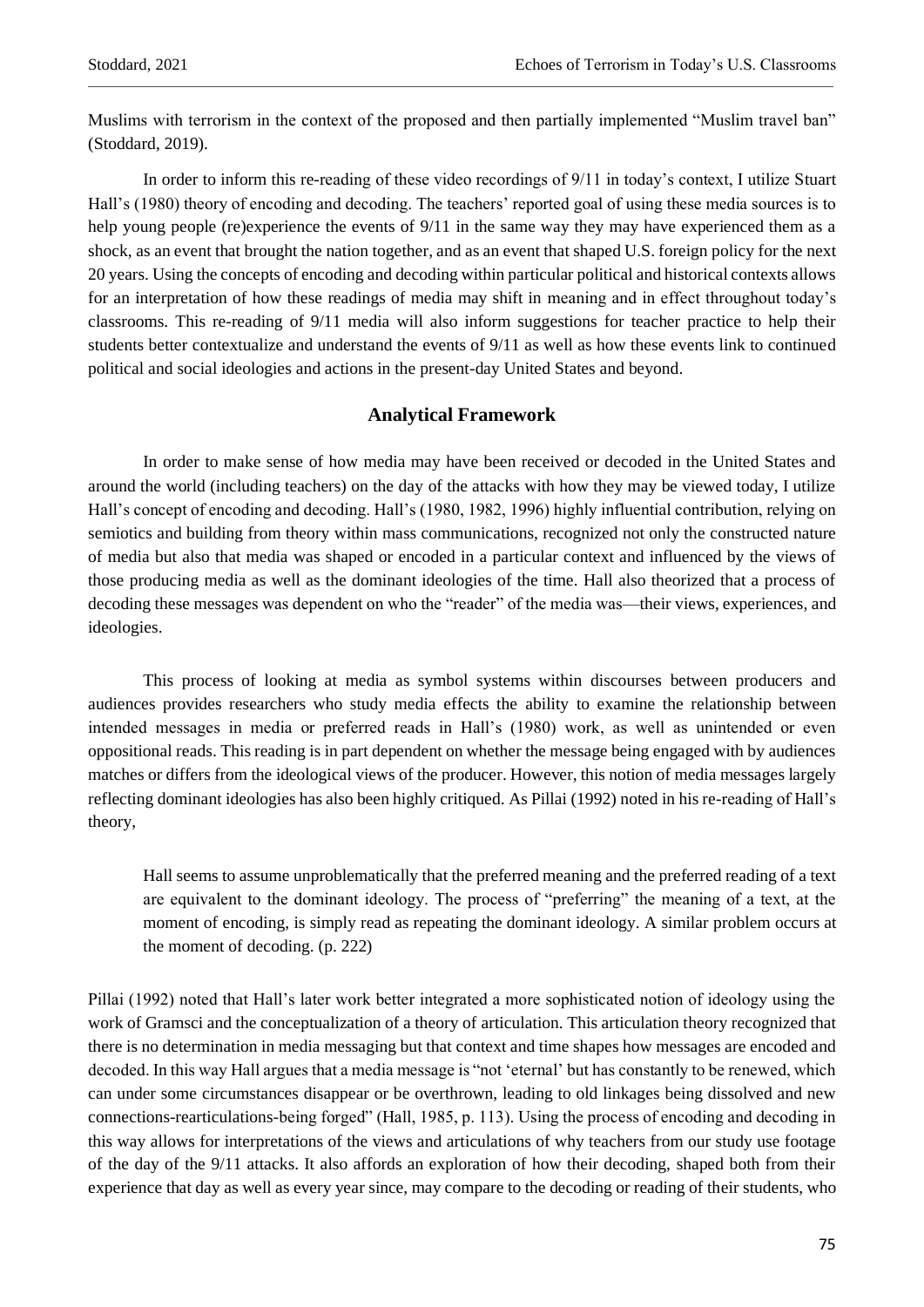Muslims with terrorism in the context of the proposed and then partially implemented "Muslim travel ban" (Stoddard, 2019).

In order to inform this re-reading of these video recordings of 9/11 in today's context, I utilize Stuart Hall's (1980) theory of encoding and decoding. The teachers' reported goal of using these media sources is to help young people (re)experience the events of 9/11 in the same way they may have experienced them as a shock, as an event that brought the nation together, and as an event that shaped U.S. foreign policy for the next 20 years. Using the concepts of encoding and decoding within particular political and historical contexts allows for an interpretation of how these readings of media may shift in meaning and in effect throughout today's classrooms. This re-reading of 9/11 media will also inform suggestions for teacher practice to help their students better contextualize and understand the events of 9/11 as well as how these events link to continued political and social ideologies and actions in the present-day United States and beyond.

## Analytical Framework

In order to make sense of how media may have been received or decoded in the United States and around the world (including teachers) on the day of the attacks with how they may be viewed today, I utilize Hall's concept of encoding and decoding. Hall's (1980, 1982, 1996) highly influential contribution, relying on semiotics and building from theory within mass communications, recognized not only the constructed nature of media but also that media was shaped or encoded in a particular context and influenced by the views of those producing media as well as the dominant ideologies of the time. Hall also theorized that a process of decoding these messages was dependent on who the "reader" of the media was—their views, experiences, and ideologies.

This process of looking at media as symbol systems within discourses between producers and audiences provides researchers who study media effects the ability to examine the relationship between intended messages in media or preferred reads in Hall's (1980) work, as well as unintended or even oppositional reads. This reading is in part dependent on whether the message being engaged with by audiences matches or differs from the ideological views of the producer. However, this notion of media messages largely reflecting dominant ideologies has also been highly critiqued. As Pillai (1992) noted in his re-reading of Hall's theory,

> Hall seems to assume unproblematically that the preferred meaning and the preferred reading of a text are equivalent to the dominant ideology. The process of "preferring" the meaning of a text, at the moment of encoding, is simply read as repeating the dominant ideology. A similar problem occurs at the moment of decoding. (p. 222)

Pillai (1992) noted that Hall's later work better integrated a more sophisticated notion of ideology using the work of Gramsci and the conceptualization of a theory of articulation. This articulation theory recognized that there is no determination in media messaging but that context and time shapes how messages are encoded and decoded. In this way Hall argues that a media message is "not 'eternal' but has constantly to be renewed, which can under some circumstances disappear or be overthrown, leading to old linkages being dissolved and new connections-rearticulations-being forged" (Hall, 1985, p. 113). Using the process of encoding and decoding in this way allows for interpretations of the views and articulations of why teachers from our study use footage of the day of the 9/11 attacks. It also affords an exploration of how their decoding, shaped both from their experience that day as well as every year since, may compare to the decoding or reading of their students, who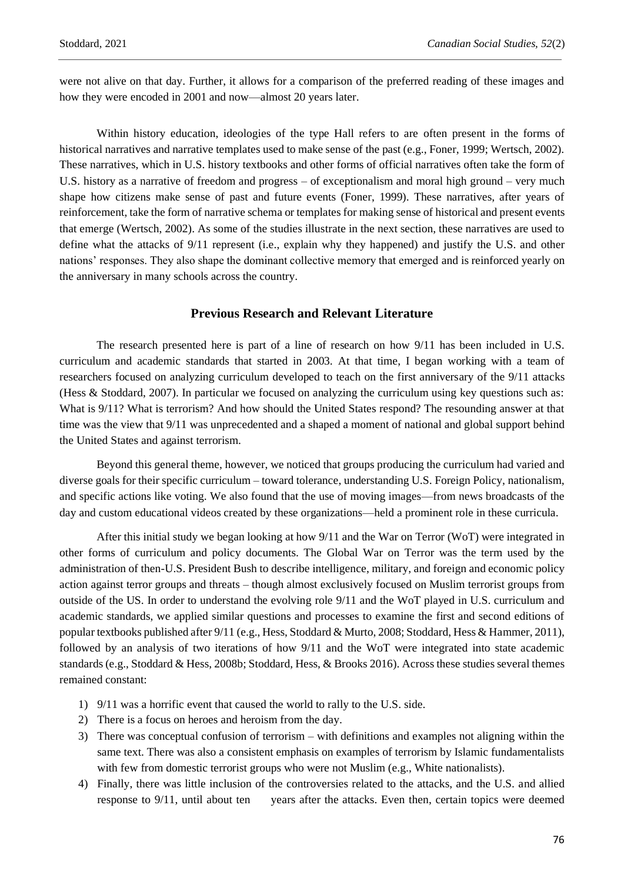were not alive on that day. Further, it allows for a comparison of the preferred reading of these images and how they were encoded in 2001 and now—almost 20 years later.

Within history education, ideologies of the type Hall refers to are often present in the forms of historical narratives and narrative templates used to make sense of the past (e.g., Foner, 1999; Wertsch, 2002). These narratives, which in U.S. history textbooks and other forms of official narratives often take the form of U.S. history as a narrative of freedom and progress – of exceptionalism and moral high ground – very much shape how citizens make sense of past and future events (Foner, 1999). These narratives, after years of reinforcement, take the form of narrative schema or templates for making sense of historical and present events that emerge (Wertsch, 2002). As some of the studies illustrate in the next section, these narratives are used to define what the attacks of 9/11 represent (i.e., explain why they happened) and justify the U.S. and other nations' responses. They also shape the dominant collective memory that emerged and is reinforced yearly on the anniversary in many schools across the country.

## Previous Research and Relevant Literature

The research presented here is part of a line of research on how 9/11 has been included in U.S. curriculum and academic standards that started in 2003. At that time, I began working with a team of researchers focused on analyzing curriculum developed to teach on the first anniversary of the 9/11 attacks (Hess & Stoddard, 2007). In particular we focused on analyzing the curriculum using key questions such as: What is 9/11? What is terrorism? And how should the United States respond? The resounding answer at that time was the view that 9/11 was unprecedented and a shaped a moment of national and global support behind the United States and against terrorism.

Beyond this general theme, however, we noticed that groups producing the curriculum had varied and diverse goals for their specific curriculum – toward tolerance, understanding U.S. Foreign Policy, nationalism, and specific actions like voting. We also found that the use of moving images—from news broadcasts of the day and custom educational videos created by these organizations—held a prominent role in these curricula.

After this initial study we began looking at how 9/11 and the War on Terror (WoT) were integrated in other forms of curriculum and policy documents. The Global War on Terror was the term used by the administration of then-U.S. President Bush to describe intelligence, military, and foreign and economic policy action against terror groups and threats – though almost exclusively focused on Muslim terrorist groups from outside of the US. In order to understand the evolving role 9/11 and the WoT played in U.S. curriculum and academic standards, we applied similar questions and processes to examine the first and second editions of popular textbooks published after 9/11 (e.g., Hess, Stoddard & Murto, 2008; Stoddard, Hess & Hammer, 2011), followed by an analysis of two iterations of how 9/11 and the WoT were integrated into state academic standards (e.g., Stoddard & Hess, 2008b; Stoddard, Hess, & Brooks 2016). Across these studies several themes remained constant:

1) 9/11 was a horrific event that caused the world to rally to the U.S. side.
2) There is a focus on heroes and heroism from the day.
3) There was conceptual confusion of terrorism – with definitions and examples not aligning within the same text. There was also a consistent emphasis on examples of terrorism by Islamic fundamentalists with few from domestic terrorist groups who were not Muslim (e.g., White nationalists).
4) Finally, there was little inclusion of the controversies related to the attacks, and the U.S. and allied response to 9/11, until about ten years after the attacks. Even then, certain topics were deemed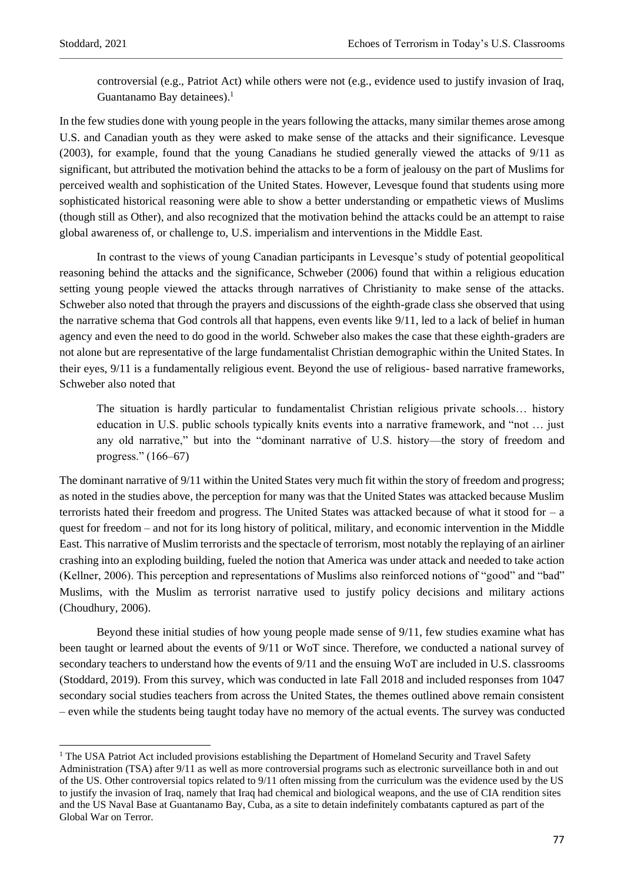> controversial (e.g., Patriot Act) while others were not (e.g., evidence used to justify invasion of Iraq, Guantanamo Bay detainees).[1]

In the few studies done with young people in the years following the attacks, many similar themes arose among U.S. and Canadian youth as they were asked to make sense of the attacks and their significance. Levesque (2003), for example, found that the young Canadians he studied generally viewed the attacks of 9/11 as significant, but attributed the motivation behind the attacks to be a form of jealousy on the part of Muslims for perceived wealth and sophistication of the United States. However, Levesque found that students using more sophisticated historical reasoning were able to show a better understanding or empathetic views of Muslims (though still as Other), and also recognized that the motivation behind the attacks could be an attempt to raise global awareness of, or challenge to, U.S. imperialism and interventions in the Middle East.

In contrast to the views of young Canadian participants in Levesque's study of potential geopolitical reasoning behind the attacks and the significance, Schweber (2006) found that within a religious education setting young people viewed the attacks through narratives of Christianity to make sense of the attacks. Schweber also noted that through the prayers and discussions of the eighth-grade class she observed that using the narrative schema that God controls all that happens, even events like 9/11, led to a lack of belief in human agency and even the need to do good in the world. Schweber also makes the case that these eighth-graders are not alone but are representative of the large fundamentalist Christian demographic within the United States. In their eyes, 9/11 is a fundamentally religious event. Beyond the use of religious- based narrative frameworks, Schweber also noted that

> The situation is hardly particular to fundamentalist Christian religious private schools… history education in U.S. public schools typically knits events into a narrative framework, and "not … just any old narrative," but into the "dominant narrative of U.S. history—the story of freedom and progress." (166–67)

The dominant narrative of 9/11 within the United States very much fit within the story of freedom and progress; as noted in the studies above, the perception for many was that the United States was attacked because Muslim terrorists hated their freedom and progress. The United States was attacked because of what it stood for – a quest for freedom – and not for its long history of political, military, and economic intervention in the Middle East. This narrative of Muslim terrorists and the spectacle of terrorism, most notably the replaying of an airliner crashing into an exploding building, fueled the notion that America was under attack and needed to take action (Kellner, 2006). This perception and representations of Muslims also reinforced notions of "good" and "bad" Muslims, with the Muslim as terrorist narrative used to justify policy decisions and military actions (Choudhury, 2006).

Beyond these initial studies of how young people made sense of 9/11, few studies examine what has been taught or learned about the events of 9/11 or WoT since. Therefore, we conducted a national survey of secondary teachers to understand how the events of 9/11 and the ensuing WoT are included in U.S. classrooms (Stoddard, 2019). From this survey, which was conducted in late Fall 2018 and included responses from 1047 secondary social studies teachers from across the United States, the themes outlined above remain consistent – even while the students being taught today have no memory of the actual events. The survey was conducted

[1] The USA Patriot Act included provisions establishing the Department of Homeland Security and Travel Safety Administration (TSA) after 9/11 as well as more controversial programs such as electronic surveillance both in and out of the US. Other controversial topics related to 9/11 often missing from the curriculum was the evidence used by the US to justify the invasion of Iraq, namely that Iraq had chemical and biological weapons, and the use of CIA rendition sites and the US Naval Base at Guantanamo Bay, Cuba, as a site to detain indefinitely combatants captured as part of the Global War on Terror.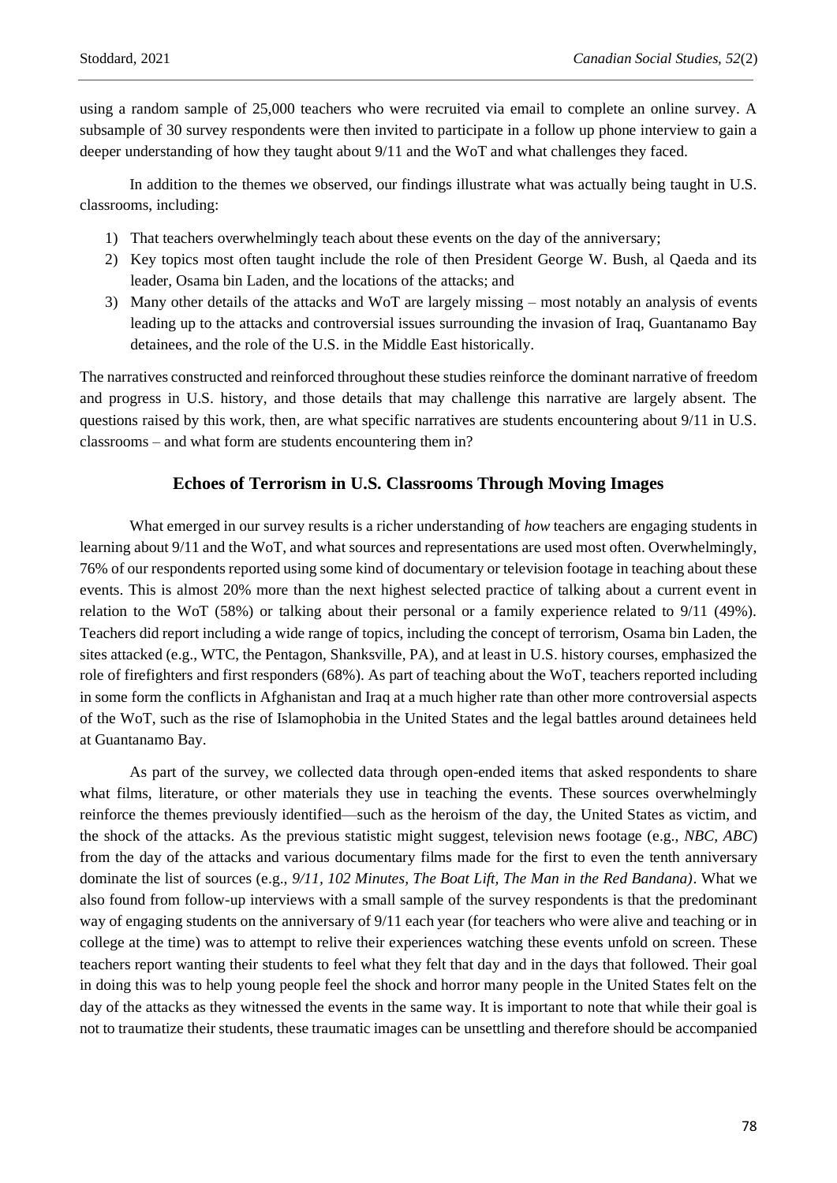using a random sample of 25,000 teachers who were recruited via email to complete an online survey. A subsample of 30 survey respondents were then invited to participate in a follow up phone interview to gain a deeper understanding of how they taught about 9/11 and the WoT and what challenges they faced.

In addition to the themes we observed, our findings illustrate what was actually being taught in U.S. classrooms, including:

1) That teachers overwhelmingly teach about these events on the day of the anniversary;
2) Key topics most often taught include the role of then President George W. Bush, al Qaeda and its leader, Osama bin Laden, and the locations of the attacks; and
3) Many other details of the attacks and WoT are largely missing – most notably an analysis of events leading up to the attacks and controversial issues surrounding the invasion of Iraq, Guantanamo Bay detainees, and the role of the U.S. in the Middle East historically.

The narratives constructed and reinforced throughout these studies reinforce the dominant narrative of freedom and progress in U.S. history, and those details that may challenge this narrative are largely absent. The questions raised by this work, then, are what specific narratives are students encountering about 9/11 in U.S. classrooms – and what form are students encountering them in?

## Echoes of Terrorism in U.S. Classrooms Through Moving Images

What emerged in our survey results is a richer understanding of *how* teachers are engaging students in learning about 9/11 and the WoT, and what sources and representations are used most often. Overwhelmingly, 76% of our respondents reported using some kind of documentary or television footage in teaching about these events. This is almost 20% more than the next highest selected practice of talking about a current event in relation to the WoT (58%) or talking about their personal or a family experience related to 9/11 (49%). Teachers did report including a wide range of topics, including the concept of terrorism, Osama bin Laden, the sites attacked (e.g., WTC, the Pentagon, Shanksville, PA), and at least in U.S. history courses, emphasized the role of firefighters and first responders (68%). As part of teaching about the WoT, teachers reported including in some form the conflicts in Afghanistan and Iraq at a much higher rate than other more controversial aspects of the WoT, such as the rise of Islamophobia in the United States and the legal battles around detainees held at Guantanamo Bay.

As part of the survey, we collected data through open-ended items that asked respondents to share what films, literature, or other materials they use in teaching the events. These sources overwhelmingly reinforce the themes previously identified—such as the heroism of the day, the United States as victim, and the shock of the attacks. As the previous statistic might suggest, television news footage (e.g., *NBC*, *ABC*) from the day of the attacks and various documentary films made for the first to even the tenth anniversary dominate the list of sources (e.g., *9/11, 102 Minutes*, *The Boat Lift, The Man in the Red Bandana)*. What we also found from follow-up interviews with a small sample of the survey respondents is that the predominant way of engaging students on the anniversary of 9/11 each year (for teachers who were alive and teaching or in college at the time) was to attempt to relive their experiences watching these events unfold on screen. These teachers report wanting their students to feel what they felt that day and in the days that followed. Their goal in doing this was to help young people feel the shock and horror many people in the United States felt on the day of the attacks as they witnessed the events in the same way. It is important to note that while their goal is not to traumatize their students, these traumatic images can be unsettling and therefore should be accompanied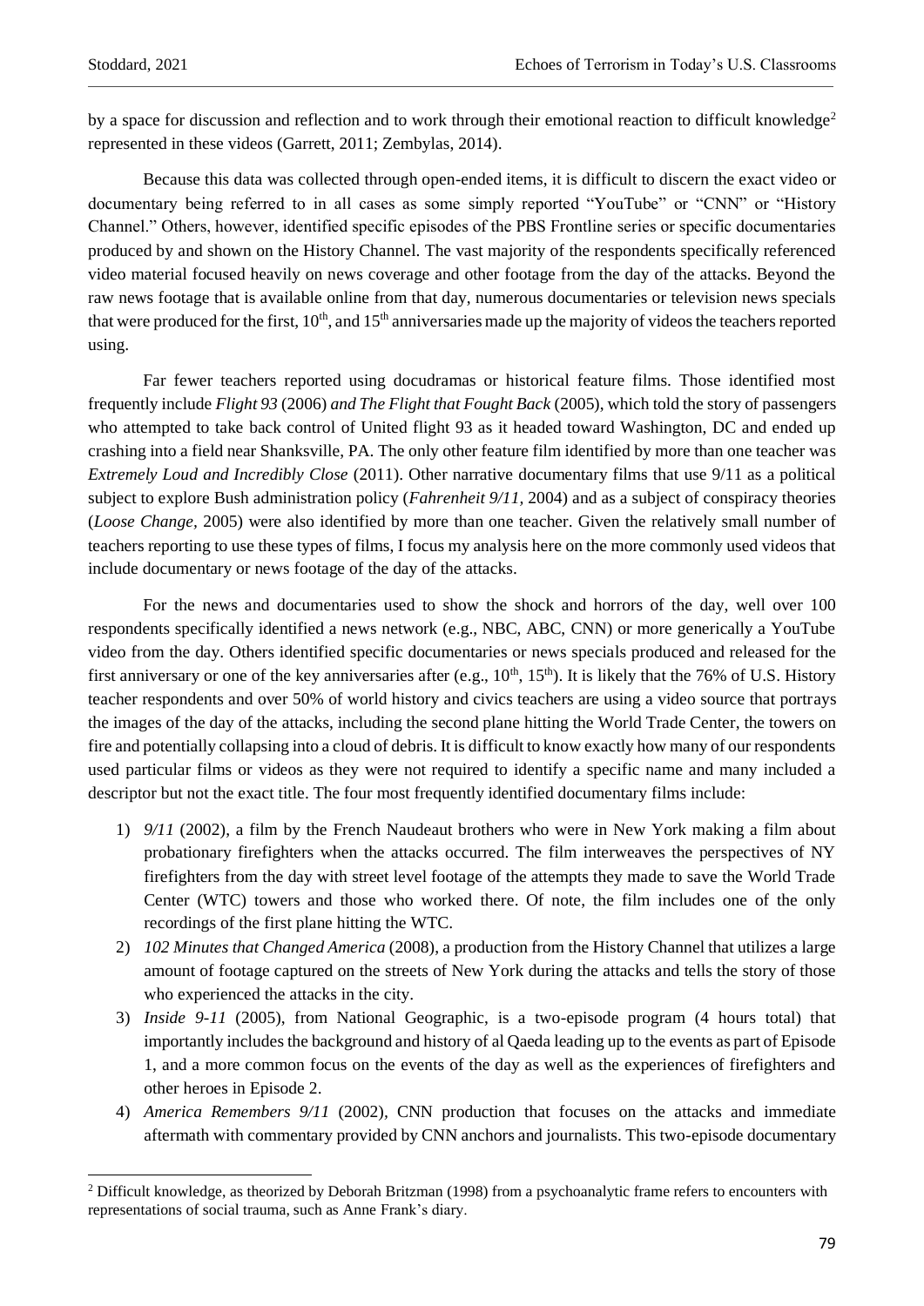by a space for discussion and reflection and to work through their emotional reaction to difficult knowledge[2] represented in these videos (Garrett, 2011; Zembylas, 2014).

Because this data was collected through open-ended items, it is difficult to discern the exact video or documentary being referred to in all cases as some simply reported "YouTube" or "CNN" or "History Channel." Others, however, identified specific episodes of the PBS Frontline series or specific documentaries produced by and shown on the History Channel. The vast majority of the respondents specifically referenced video material focused heavily on news coverage and other footage from the day of the attacks. Beyond the raw news footage that is available online from that day, numerous documentaries or television news specials that were produced for the first, 10th, and 15th anniversaries made up the majority of videos the teachers reported using.

Far fewer teachers reported using docudramas or historical feature films. Those identified most frequently include *Flight 93* (2006) *and The Flight that Fought Back* (2005), which told the story of passengers who attempted to take back control of United flight 93 as it headed toward Washington, DC and ended up crashing into a field near Shanksville, PA. The only other feature film identified by more than one teacher was *Extremely Loud and Incredibly Close* (2011). Other narrative documentary films that use 9/11 as a political subject to explore Bush administration policy (*Fahrenheit 9/11,* 2004) and as a subject of conspiracy theories (*Loose Change*, 2005) were also identified by more than one teacher. Given the relatively small number of teachers reporting to use these types of films, I focus my analysis here on the more commonly used videos that include documentary or news footage of the day of the attacks.

For the news and documentaries used to show the shock and horrors of the day, well over 100 respondents specifically identified a news network (e.g., NBC, ABC, CNN) or more generically a YouTube video from the day. Others identified specific documentaries or news specials produced and released for the first anniversary or one of the key anniversaries after (e.g., 10th, 15th). It is likely that the 76% of U.S. History teacher respondents and over 50% of world history and civics teachers are using a video source that portrays the images of the day of the attacks, including the second plane hitting the World Trade Center, the towers on fire and potentially collapsing into a cloud of debris. It is difficult to know exactly how many of our respondents used particular films or videos as they were not required to identify a specific name and many included a descriptor but not the exact title. The four most frequently identified documentary films include:

1) *9/11* (2002), a film by the French Naudeaut brothers who were in New York making a film about probationary firefighters when the attacks occurred. The film interweaves the perspectives of NY firefighters from the day with street level footage of the attempts they made to save the World Trade Center (WTC) towers and those who worked there. Of note, the film includes one of the only recordings of the first plane hitting the WTC.
2) *102 Minutes that Changed America* (2008), a production from the History Channel that utilizes a large amount of footage captured on the streets of New York during the attacks and tells the story of those who experienced the attacks in the city.
3) *Inside 9-11* (2005), from National Geographic, is a two-episode program (4 hours total) that importantly includes the background and history of al Qaeda leading up to the events as part of Episode 1, and a more common focus on the events of the day as well as the experiences of firefighters and other heroes in Episode 2.
4) *America Remembers 9/11* (2002), CNN production that focuses on the attacks and immediate aftermath with commentary provided by CNN anchors and journalists. This two-episode documentary

[2] Difficult knowledge, as theorized by Deborah Britzman (1998) from a psychoanalytic frame refers to encounters with representations of social trauma, such as Anne Frank's diary.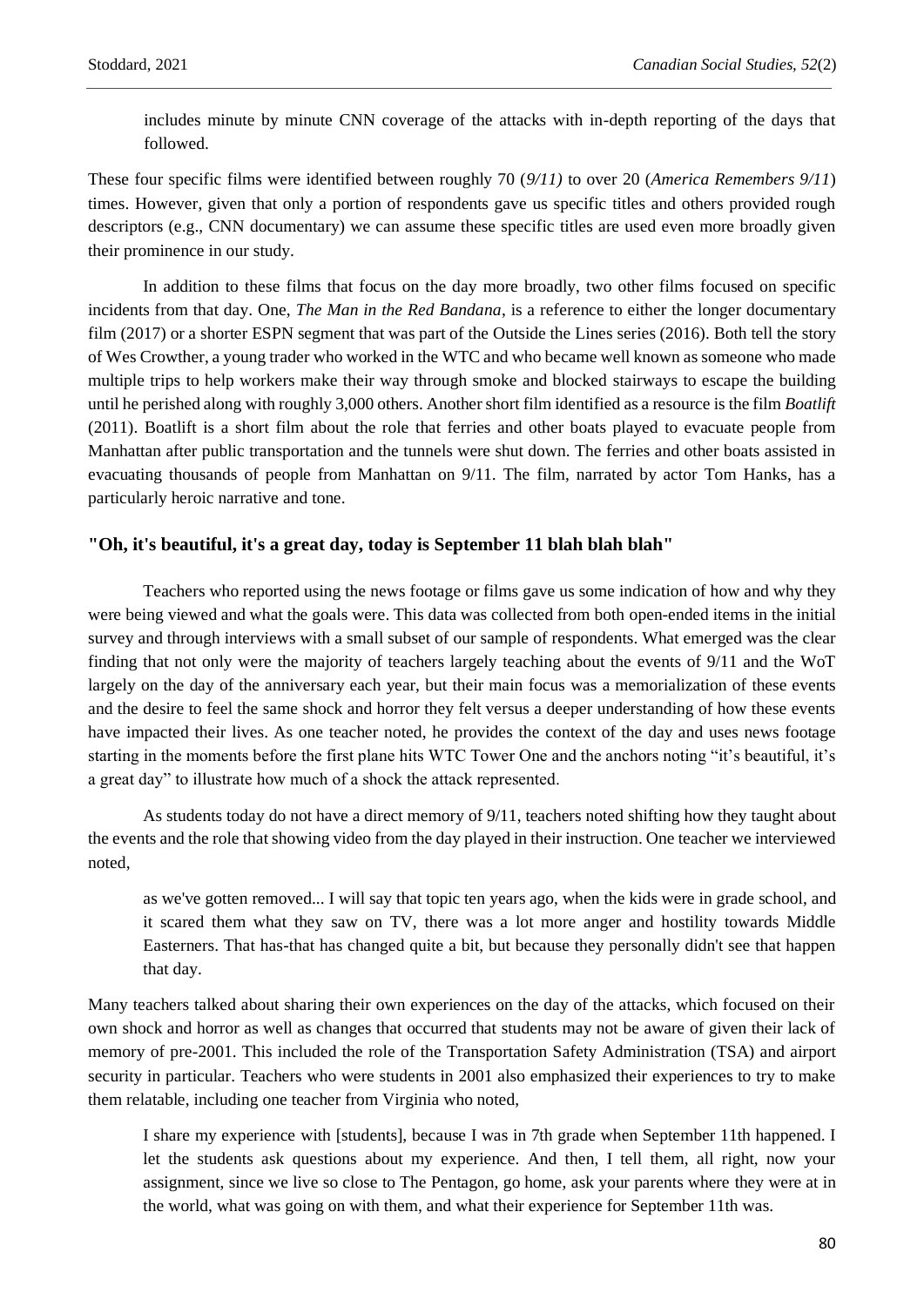includes minute by minute CNN coverage of the attacks with in-depth reporting of the days that followed.

These four specific films were identified between roughly 70 (*9/11)* to over 20 (*America Remembers 9/11*) times. However, given that only a portion of respondents gave us specific titles and others provided rough descriptors (e.g., CNN documentary) we can assume these specific titles are used even more broadly given their prominence in our study.

In addition to these films that focus on the day more broadly, two other films focused on specific incidents from that day. One, *The Man in the Red Bandana*, is a reference to either the longer documentary film (2017) or a shorter ESPN segment that was part of the Outside the Lines series (2016). Both tell the story of Wes Crowther, a young trader who worked in the WTC and who became well known as someone who made multiple trips to help workers make their way through smoke and blocked stairways to escape the building until he perished along with roughly 3,000 others. Another short film identified as a resource is the film *Boatlift* (2011). Boatlift is a short film about the role that ferries and other boats played to evacuate people from Manhattan after public transportation and the tunnels were shut down. The ferries and other boats assisted in evacuating thousands of people from Manhattan on 9/11. The film, narrated by actor Tom Hanks, has a particularly heroic narrative and tone.

### "Oh, it's beautiful, it's a great day, today is September 11 blah blah blah"

Teachers who reported using the news footage or films gave us some indication of how and why they were being viewed and what the goals were. This data was collected from both open-ended items in the initial survey and through interviews with a small subset of our sample of respondents. What emerged was the clear finding that not only were the majority of teachers largely teaching about the events of 9/11 and the WoT largely on the day of the anniversary each year, but their main focus was a memorialization of these events and the desire to feel the same shock and horror they felt versus a deeper understanding of how these events have impacted their lives. As one teacher noted, he provides the context of the day and uses news footage starting in the moments before the first plane hits WTC Tower One and the anchors noting "it's beautiful, it's a great day" to illustrate how much of a shock the attack represented.

As students today do not have a direct memory of 9/11, teachers noted shifting how they taught about the events and the role that showing video from the day played in their instruction. One teacher we interviewed noted,

> as we've gotten removed... I will say that topic ten years ago, when the kids were in grade school, and it scared them what they saw on TV, there was a lot more anger and hostility towards Middle Easterners. That has-that has changed quite a bit, but because they personally didn't see that happen that day.

Many teachers talked about sharing their own experiences on the day of the attacks, which focused on their own shock and horror as well as changes that occurred that students may not be aware of given their lack of memory of pre-2001. This included the role of the Transportation Safety Administration (TSA) and airport security in particular. Teachers who were students in 2001 also emphasized their experiences to try to make them relatable, including one teacher from Virginia who noted,

> I share my experience with [students], because I was in 7th grade when September 11th happened. I let the students ask questions about my experience. And then, I tell them, all right, now your assignment, since we live so close to The Pentagon, go home, ask your parents where they were at in the world, what was going on with them, and what their experience for September 11th was.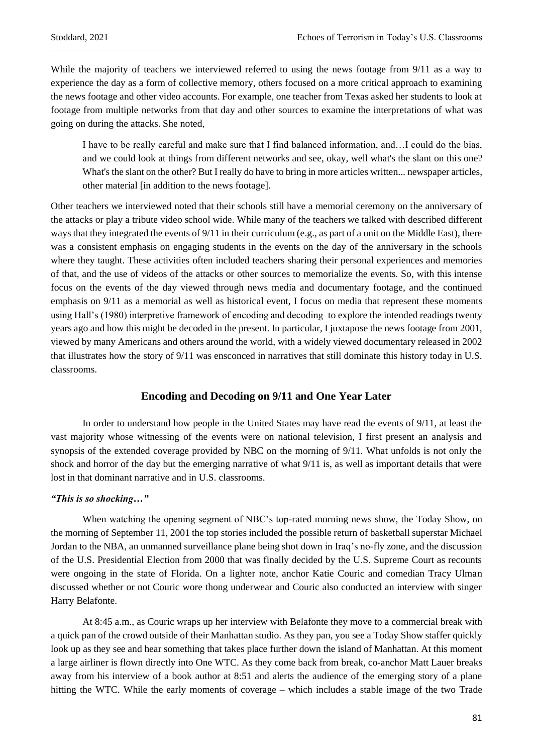While the majority of teachers we interviewed referred to using the news footage from 9/11 as a way to experience the day as a form of collective memory, others focused on a more critical approach to examining the news footage and other video accounts. For example, one teacher from Texas asked her students to look at footage from multiple networks from that day and other sources to examine the interpretations of what was going on during the attacks. She noted,

> I have to be really careful and make sure that I find balanced information, and…I could do the bias, and we could look at things from different networks and see, okay, well what's the slant on this one? What's the slant on the other? But I really do have to bring in more articles written... newspaper articles, other material [in addition to the news footage].

Other teachers we interviewed noted that their schools still have a memorial ceremony on the anniversary of the attacks or play a tribute video school wide. While many of the teachers we talked with described different ways that they integrated the events of 9/11 in their curriculum (e.g., as part of a unit on the Middle East), there was a consistent emphasis on engaging students in the events on the day of the anniversary in the schools where they taught. These activities often included teachers sharing their personal experiences and memories of that, and the use of videos of the attacks or other sources to memorialize the events. So, with this intense focus on the events of the day viewed through news media and documentary footage, and the continued emphasis on 9/11 as a memorial as well as historical event, I focus on media that represent these moments using Hall's (1980) interpretive framework of encoding and decoding to explore the intended readings twenty years ago and how this might be decoded in the present. In particular, I juxtapose the news footage from 2001, viewed by many Americans and others around the world, with a widely viewed documentary released in 2002 that illustrates how the story of 9/11 was ensconced in narratives that still dominate this history today in U.S. classrooms.

## Encoding and Decoding on 9/11 and One Year Later

In order to understand how people in the United States may have read the events of 9/11, at least the vast majority whose witnessing of the events were on national television, I first present an analysis and synopsis of the extended coverage provided by NBC on the morning of 9/11. What unfolds is not only the shock and horror of the day but the emerging narrative of what 9/11 is, as well as important details that were lost in that dominant narrative and in U.S. classrooms.

### *"This is so shocking…"*

When watching the opening segment of NBC's top-rated morning news show, the Today Show, on the morning of September 11, 2001 the top stories included the possible return of basketball superstar Michael Jordan to the NBA, an unmanned surveillance plane being shot down in Iraq's no-fly zone, and the discussion of the U.S. Presidential Election from 2000 that was finally decided by the U.S. Supreme Court as recounts were ongoing in the state of Florida. On a lighter note, anchor Katie Couric and comedian Tracy Ulman discussed whether or not Couric wore thong underwear and Couric also conducted an interview with singer Harry Belafonte.

At 8:45 a.m., as Couric wraps up her interview with Belafonte they move to a commercial break with a quick pan of the crowd outside of their Manhattan studio. As they pan, you see a Today Show staffer quickly look up as they see and hear something that takes place further down the island of Manhattan. At this moment a large airliner is flown directly into One WTC. As they come back from break, co-anchor Matt Lauer breaks away from his interview of a book author at 8:51 and alerts the audience of the emerging story of a plane hitting the WTC. While the early moments of coverage – which includes a stable image of the two Trade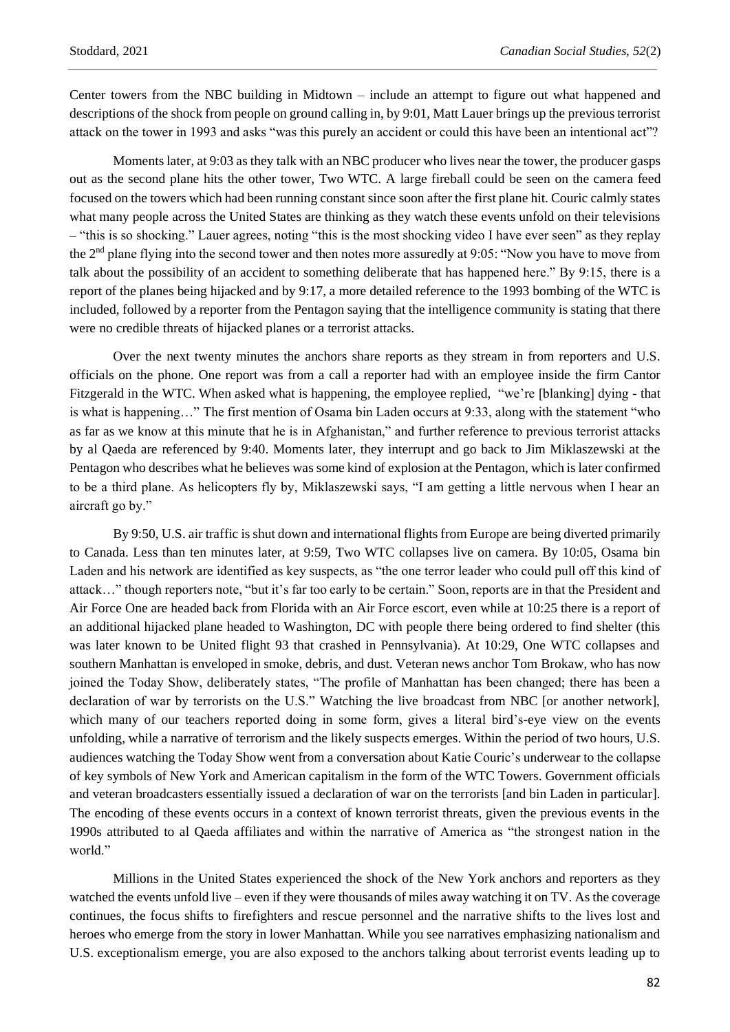Center towers from the NBC building in Midtown – include an attempt to figure out what happened and descriptions of the shock from people on ground calling in, by 9:01, Matt Lauer brings up the previous terrorist attack on the tower in 1993 and asks "was this purely an accident or could this have been an intentional act"?

Moments later, at 9:03 as they talk with an NBC producer who lives near the tower, the producer gasps out as the second plane hits the other tower, Two WTC. A large fireball could be seen on the camera feed focused on the towers which had been running constant since soon after the first plane hit. Couric calmly states what many people across the United States are thinking as they watch these events unfold on their televisions – "this is so shocking." Lauer agrees, noting "this is the most shocking video I have ever seen" as they replay the 2nd plane flying into the second tower and then notes more assuredly at 9:05: "Now you have to move from talk about the possibility of an accident to something deliberate that has happened here." By 9:15, there is a report of the planes being hijacked and by 9:17, a more detailed reference to the 1993 bombing of the WTC is included, followed by a reporter from the Pentagon saying that the intelligence community is stating that there were no credible threats of hijacked planes or a terrorist attacks.

Over the next twenty minutes the anchors share reports as they stream in from reporters and U.S. officials on the phone. One report was from a call a reporter had with an employee inside the firm Cantor Fitzgerald in the WTC. When asked what is happening, the employee replied, "we're [blanking] dying - that is what is happening…" The first mention of Osama bin Laden occurs at 9:33, along with the statement "who as far as we know at this minute that he is in Afghanistan," and further reference to previous terrorist attacks by al Qaeda are referenced by 9:40. Moments later, they interrupt and go back to Jim Miklaszewski at the Pentagon who describes what he believes was some kind of explosion at the Pentagon, which is later confirmed to be a third plane. As helicopters fly by, Miklaszewski says, "I am getting a little nervous when I hear an aircraft go by."

By 9:50, U.S. air traffic is shut down and international flights from Europe are being diverted primarily to Canada. Less than ten minutes later, at 9:59, Two WTC collapses live on camera. By 10:05, Osama bin Laden and his network are identified as key suspects, as "the one terror leader who could pull off this kind of attack…" though reporters note, "but it's far too early to be certain." Soon, reports are in that the President and Air Force One are headed back from Florida with an Air Force escort, even while at 10:25 there is a report of an additional hijacked plane headed to Washington, DC with people there being ordered to find shelter (this was later known to be United flight 93 that crashed in Pennsylvania). At 10:29, One WTC collapses and southern Manhattan is enveloped in smoke, debris, and dust. Veteran news anchor Tom Brokaw, who has now joined the Today Show, deliberately states, "The profile of Manhattan has been changed; there has been a declaration of war by terrorists on the U.S." Watching the live broadcast from NBC [or another network], which many of our teachers reported doing in some form, gives a literal bird's-eye view on the events unfolding, while a narrative of terrorism and the likely suspects emerges. Within the period of two hours, U.S. audiences watching the Today Show went from a conversation about Katie Couric's underwear to the collapse of key symbols of New York and American capitalism in the form of the WTC Towers. Government officials and veteran broadcasters essentially issued a declaration of war on the terrorists [and bin Laden in particular]. The encoding of these events occurs in a context of known terrorist threats, given the previous events in the 1990s attributed to al Qaeda affiliates and within the narrative of America as "the strongest nation in the world."

Millions in the United States experienced the shock of the New York anchors and reporters as they watched the events unfold live – even if they were thousands of miles away watching it on TV. As the coverage continues, the focus shifts to firefighters and rescue personnel and the narrative shifts to the lives lost and heroes who emerge from the story in lower Manhattan. While you see narratives emphasizing nationalism and U.S. exceptionalism emerge, you are also exposed to the anchors talking about terrorist events leading up to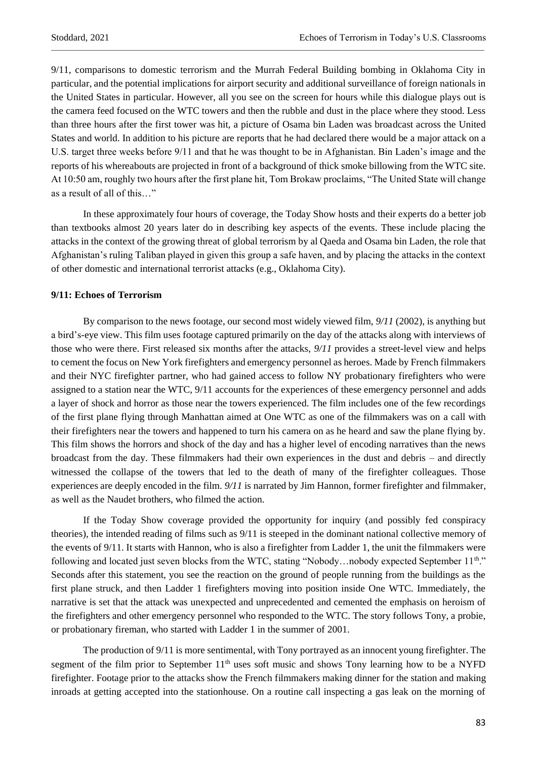9/11, comparisons to domestic terrorism and the Murrah Federal Building bombing in Oklahoma City in particular, and the potential implications for airport security and additional surveillance of foreign nationals in the United States in particular. However, all you see on the screen for hours while this dialogue plays out is the camera feed focused on the WTC towers and then the rubble and dust in the place where they stood. Less than three hours after the first tower was hit, a picture of Osama bin Laden was broadcast across the United States and world. In addition to his picture are reports that he had declared there would be a major attack on a U.S. target three weeks before 9/11 and that he was thought to be in Afghanistan. Bin Laden's image and the reports of his whereabouts are projected in front of a background of thick smoke billowing from the WTC site. At 10:50 am, roughly two hours after the first plane hit, Tom Brokaw proclaims, "The United State will change as a result of all of this…"

In these approximately four hours of coverage, the Today Show hosts and their experts do a better job than textbooks almost 20 years later do in describing key aspects of the events. These include placing the attacks in the context of the growing threat of global terrorism by al Qaeda and Osama bin Laden, the role that Afghanistan's ruling Taliban played in given this group a safe haven, and by placing the attacks in the context of other domestic and international terrorist attacks (e.g., Oklahoma City).

**9/11: Echoes of Terrorism**

By comparison to the news footage, our second most widely viewed film, *9/11* (2002), is anything but a bird's-eye view. This film uses footage captured primarily on the day of the attacks along with interviews of those who were there. First released six months after the attacks, *9/11* provides a street-level view and helps to cement the focus on New York firefighters and emergency personnel as heroes. Made by French filmmakers and their NYC firefighter partner, who had gained access to follow NY probationary firefighters who were assigned to a station near the WTC, 9/11 accounts for the experiences of these emergency personnel and adds a layer of shock and horror as those near the towers experienced. The film includes one of the few recordings of the first plane flying through Manhattan aimed at One WTC as one of the filmmakers was on a call with their firefighters near the towers and happened to turn his camera on as he heard and saw the plane flying by. This film shows the horrors and shock of the day and has a higher level of encoding narratives than the news broadcast from the day. These filmmakers had their own experiences in the dust and debris – and directly witnessed the collapse of the towers that led to the death of many of the firefighter colleagues. Those experiences are deeply encoded in the film. *9/11* is narrated by Jim Hannon, former firefighter and filmmaker, as well as the Naudet brothers, who filmed the action.

If the Today Show coverage provided the opportunity for inquiry (and possibly fed conspiracy theories), the intended reading of films such as 9/11 is steeped in the dominant national collective memory of the events of 9/11. It starts with Hannon, who is also a firefighter from Ladder 1, the unit the filmmakers were following and located just seven blocks from the WTC, stating "Nobody…nobody expected September 11th." Seconds after this statement, you see the reaction on the ground of people running from the buildings as the first plane struck, and then Ladder 1 firefighters moving into position inside One WTC. Immediately, the narrative is set that the attack was unexpected and unprecedented and cemented the emphasis on heroism of the firefighters and other emergency personnel who responded to the WTC. The story follows Tony, a probie, or probationary fireman, who started with Ladder 1 in the summer of 2001.

The production of 9/11 is more sentimental, with Tony portrayed as an innocent young firefighter. The segment of the film prior to September 11th uses soft music and shows Tony learning how to be a NYFD firefighter. Footage prior to the attacks show the French filmmakers making dinner for the station and making inroads at getting accepted into the stationhouse. On a routine call inspecting a gas leak on the morning of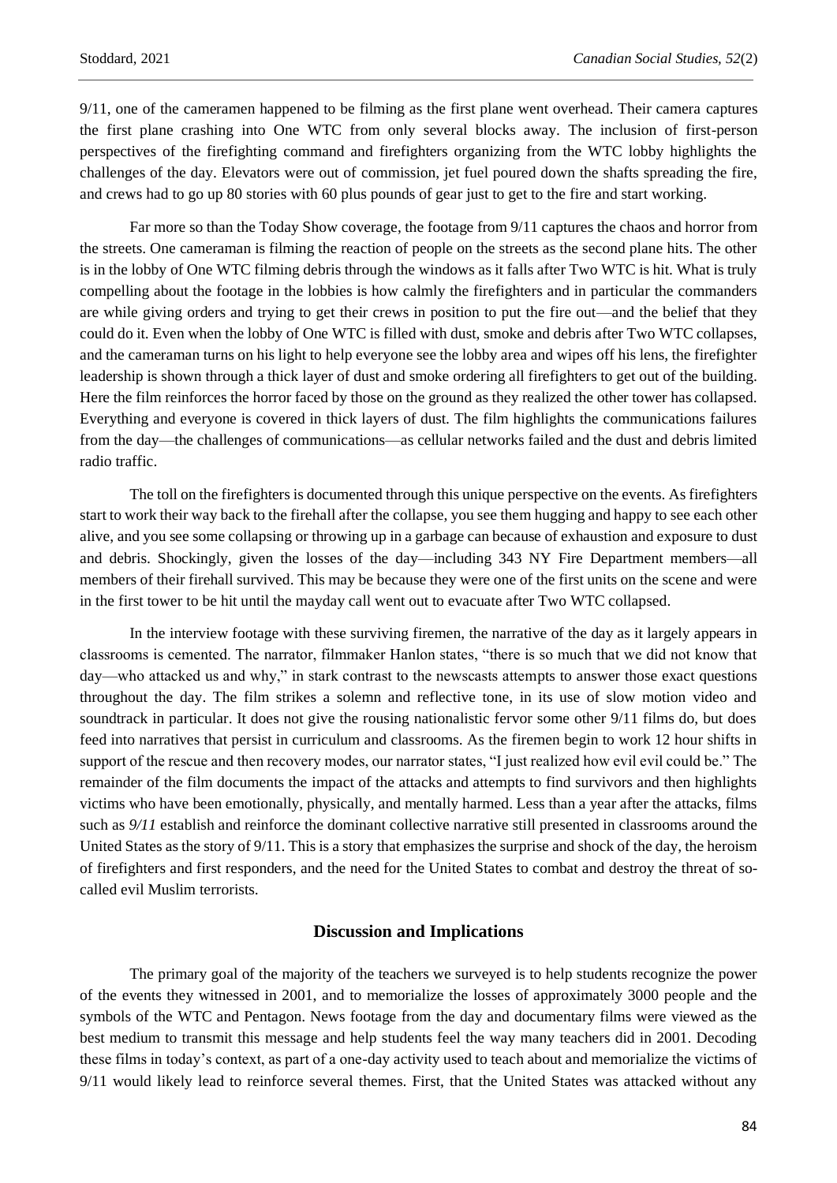9/11, one of the cameramen happened to be filming as the first plane went overhead. Their camera captures the first plane crashing into One WTC from only several blocks away. The inclusion of first-person perspectives of the firefighting command and firefighters organizing from the WTC lobby highlights the challenges of the day. Elevators were out of commission, jet fuel poured down the shafts spreading the fire, and crews had to go up 80 stories with 60 plus pounds of gear just to get to the fire and start working.

Far more so than the Today Show coverage, the footage from 9/11 captures the chaos and horror from the streets. One cameraman is filming the reaction of people on the streets as the second plane hits. The other is in the lobby of One WTC filming debris through the windows as it falls after Two WTC is hit. What is truly compelling about the footage in the lobbies is how calmly the firefighters and in particular the commanders are while giving orders and trying to get their crews in position to put the fire out—and the belief that they could do it. Even when the lobby of One WTC is filled with dust, smoke and debris after Two WTC collapses, and the cameraman turns on his light to help everyone see the lobby area and wipes off his lens, the firefighter leadership is shown through a thick layer of dust and smoke ordering all firefighters to get out of the building. Here the film reinforces the horror faced by those on the ground as they realized the other tower has collapsed. Everything and everyone is covered in thick layers of dust. The film highlights the communications failures from the day—the challenges of communications—as cellular networks failed and the dust and debris limited radio traffic.

The toll on the firefighters is documented through this unique perspective on the events. As firefighters start to work their way back to the firehall after the collapse, you see them hugging and happy to see each other alive, and you see some collapsing or throwing up in a garbage can because of exhaustion and exposure to dust and debris. Shockingly, given the losses of the day—including 343 NY Fire Department members—all members of their firehall survived. This may be because they were one of the first units on the scene and were in the first tower to be hit until the mayday call went out to evacuate after Two WTC collapsed.

In the interview footage with these surviving firemen, the narrative of the day as it largely appears in classrooms is cemented. The narrator, filmmaker Hanlon states, "there is so much that we did not know that day—who attacked us and why," in stark contrast to the newscasts attempts to answer those exact questions throughout the day. The film strikes a solemn and reflective tone, in its use of slow motion video and soundtrack in particular. It does not give the rousing nationalistic fervor some other 9/11 films do, but does feed into narratives that persist in curriculum and classrooms. As the firemen begin to work 12 hour shifts in support of the rescue and then recovery modes, our narrator states, "I just realized how evil evil could be." The remainder of the film documents the impact of the attacks and attempts to find survivors and then highlights victims who have been emotionally, physically, and mentally harmed. Less than a year after the attacks, films such as *9/11* establish and reinforce the dominant collective narrative still presented in classrooms around the United States as the story of 9/11. This is a story that emphasizes the surprise and shock of the day, the heroism of firefighters and first responders, and the need for the United States to combat and destroy the threat of so-called evil Muslim terrorists.

## Discussion and Implications

The primary goal of the majority of the teachers we surveyed is to help students recognize the power of the events they witnessed in 2001, and to memorialize the losses of approximately 3000 people and the symbols of the WTC and Pentagon. News footage from the day and documentary films were viewed as the best medium to transmit this message and help students feel the way many teachers did in 2001. Decoding these films in today's context, as part of a one-day activity used to teach about and memorialize the victims of 9/11 would likely lead to reinforce several themes. First, that the United States was attacked without any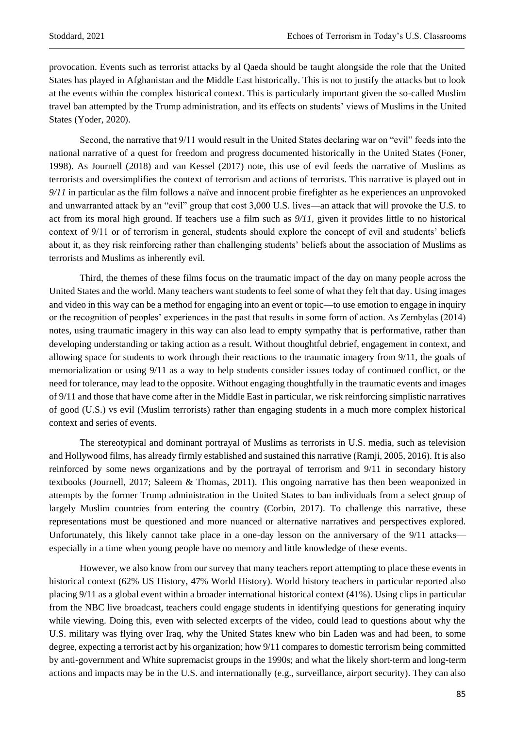provocation. Events such as terrorist attacks by al Qaeda should be taught alongside the role that the United States has played in Afghanistan and the Middle East historically. This is not to justify the attacks but to look at the events within the complex historical context. This is particularly important given the so-called Muslim travel ban attempted by the Trump administration, and its effects on students' views of Muslims in the United States (Yoder, 2020).

Second, the narrative that 9/11 would result in the United States declaring war on "evil" feeds into the national narrative of a quest for freedom and progress documented historically in the United States (Foner, 1998). As Journell (2018) and van Kessel (2017) note, this use of evil feeds the narrative of Muslims as terrorists and oversimplifies the context of terrorism and actions of terrorists. This narrative is played out in *9/11* in particular as the film follows a naïve and innocent probie firefighter as he experiences an unprovoked and unwarranted attack by an "evil" group that cost 3,000 U.S. lives—an attack that will provoke the U.S. to act from its moral high ground. If teachers use a film such as *9/11*, given it provides little to no historical context of 9/11 or of terrorism in general, students should explore the concept of evil and students' beliefs about it, as they risk reinforcing rather than challenging students' beliefs about the association of Muslims as terrorists and Muslims as inherently evil.

Third, the themes of these films focus on the traumatic impact of the day on many people across the United States and the world. Many teachers want students to feel some of what they felt that day. Using images and video in this way can be a method for engaging into an event or topic—to use emotion to engage in inquiry or the recognition of peoples' experiences in the past that results in some form of action. As Zembylas (2014) notes, using traumatic imagery in this way can also lead to empty sympathy that is performative, rather than developing understanding or taking action as a result. Without thoughtful debrief, engagement in context, and allowing space for students to work through their reactions to the traumatic imagery from 9/11, the goals of memorialization or using 9/11 as a way to help students consider issues today of continued conflict, or the need for tolerance, may lead to the opposite. Without engaging thoughtfully in the traumatic events and images of 9/11 and those that have come after in the Middle East in particular, we risk reinforcing simplistic narratives of good (U.S.) vs evil (Muslim terrorists) rather than engaging students in a much more complex historical context and series of events.

The stereotypical and dominant portrayal of Muslims as terrorists in U.S. media, such as television and Hollywood films, has already firmly established and sustained this narrative (Ramji, 2005, 2016). It is also reinforced by some news organizations and by the portrayal of terrorism and 9/11 in secondary history textbooks (Journell, 2017; Saleem & Thomas, 2011). This ongoing narrative has then been weaponized in attempts by the former Trump administration in the United States to ban individuals from a select group of largely Muslim countries from entering the country (Corbin, 2017). To challenge this narrative, these representations must be questioned and more nuanced or alternative narratives and perspectives explored. Unfortunately, this likely cannot take place in a one-day lesson on the anniversary of the 9/11 attacks—especially in a time when young people have no memory and little knowledge of these events.

However, we also know from our survey that many teachers report attempting to place these events in historical context (62% US History, 47% World History). World history teachers in particular reported also placing 9/11 as a global event within a broader international historical context (41%). Using clips in particular from the NBC live broadcast, teachers could engage students in identifying questions for generating inquiry while viewing. Doing this, even with selected excerpts of the video, could lead to questions about why the U.S. military was flying over Iraq, why the United States knew who bin Laden was and had been, to some degree, expecting a terrorist act by his organization; how 9/11 compares to domestic terrorism being committed by anti-government and White supremacist groups in the 1990s; and what the likely short-term and long-term actions and impacts may be in the U.S. and internationally (e.g., surveillance, airport security). They can also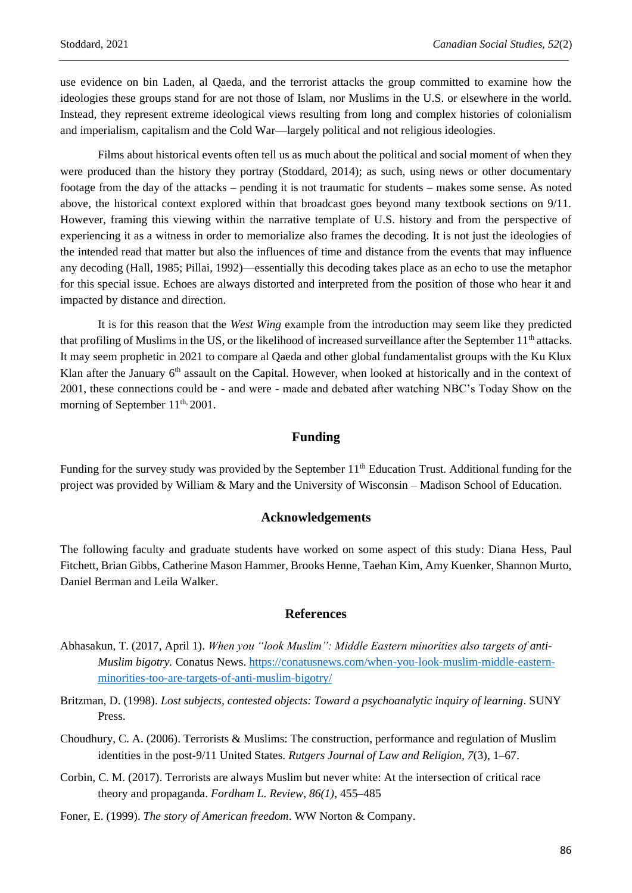use evidence on bin Laden, al Qaeda, and the terrorist attacks the group committed to examine how the ideologies these groups stand for are not those of Islam, nor Muslims in the U.S. or elsewhere in the world. Instead, they represent extreme ideological views resulting from long and complex histories of colonialism and imperialism, capitalism and the Cold War—largely political and not religious ideologies.

Films about historical events often tell us as much about the political and social moment of when they were produced than the history they portray (Stoddard, 2014); as such, using news or other documentary footage from the day of the attacks – pending it is not traumatic for students – makes some sense. As noted above, the historical context explored within that broadcast goes beyond many textbook sections on 9/11. However, framing this viewing within the narrative template of U.S. history and from the perspective of experiencing it as a witness in order to memorialize also frames the decoding. It is not just the ideologies of the intended read that matter but also the influences of time and distance from the events that may influence any decoding (Hall, 1985; Pillai, 1992)—essentially this decoding takes place as an echo to use the metaphor for this special issue. Echoes are always distorted and interpreted from the position of those who hear it and impacted by distance and direction.

It is for this reason that the *West Wing* example from the introduction may seem like they predicted that profiling of Muslims in the US, or the likelihood of increased surveillance after the September 11th attacks. It may seem prophetic in 2021 to compare al Qaeda and other global fundamentalist groups with the Ku Klux Klan after the January 6th assault on the Capital. However, when looked at historically and in the context of 2001, these connections could be - and were - made and debated after watching NBC's Today Show on the morning of September 11th, 2001.

## Funding

Funding for the survey study was provided by the September 11th Education Trust. Additional funding for the project was provided by William & Mary and the University of Wisconsin – Madison School of Education.

## Acknowledgements

The following faculty and graduate students have worked on some aspect of this study: Diana Hess, Paul Fitchett, Brian Gibbs, Catherine Mason Hammer, Brooks Henne, Taehan Kim, Amy Kuenker, Shannon Murto, Daniel Berman and Leila Walker.

## References

Abhasakun, T. (2017, April 1). *When you "look Muslim": Middle Eastern minorities also targets of anti-Muslim bigotry.* Conatus News. https://conatusnews.com/when-you-look-muslim-middle-eastern-minorities-too-are-targets-of-anti-muslim-bigotry/

Britzman, D. (1998). *Lost subjects, contested objects: Toward a psychoanalytic inquiry of learning*. SUNY Press.

Choudhury, C. A. (2006). Terrorists & Muslims: The construction, performance and regulation of Muslim identities in the post-9/11 United States. *Rutgers Journal of Law and Religion*, *7*(3), 1–67.

Corbin, C. M. (2017). Terrorists are always Muslim but never white: At the intersection of critical race theory and propaganda. *Fordham L. Review*, *86(1)*, 455–485

Foner, E. (1999). *The story of American freedom*. WW Norton & Company.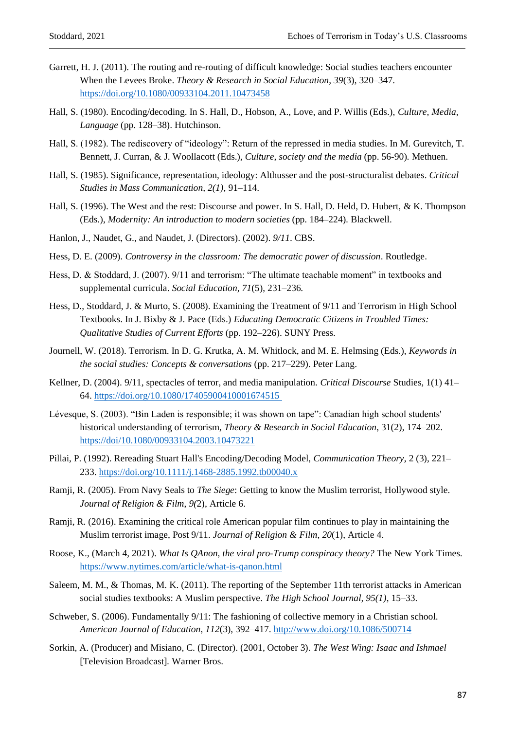Garrett, H. J. (2011). The routing and re-routing of difficult knowledge: Social studies teachers encounter When the Levees Broke. *Theory & Research in Social Education*, *39*(3), 320–347. https://doi.org/10.1080/00933104.2011.10473458

Hall, S. (1980). Encoding/decoding. In S. Hall, D., Hobson, A., Love, and P. Willis (Eds.), *Culture, Media, Language* (pp. 128–38). Hutchinson.

Hall, S. (1982). The rediscovery of "ideology": Return of the repressed in media studies. In M. Gurevitch, T. Bennett, J. Curran, & J. Woollacott (Eds.), *Culture, society and the media* (pp. 56-90). Methuen.

Hall, S. (1985). Significance, representation, ideology: Althusser and the post-structuralist debates. *Critical Studies in Mass Communication, 2(1)*, 91–114.

Hall, S. (1996). The West and the rest: Discourse and power. In S. Hall, D. Held, D. Hubert, & K. Thompson (Eds.), *Modernity: An introduction to modern societies* (pp. 184–224). Blackwell.

Hanlon, J., Naudet, G., and Naudet, J. (Directors). (2002). *9/11*. CBS.

Hess, D. E. (2009). *Controversy in the classroom: The democratic power of discussion*. Routledge.

Hess, D. & Stoddard, J. (2007). 9/11 and terrorism: "The ultimate teachable moment" in textbooks and supplemental curricula. *Social Education*, *71*(5), 231–236.

Hess, D., Stoddard, J. & Murto, S. (2008). Examining the Treatment of 9/11 and Terrorism in High School Textbooks. In J. Bixby & J. Pace (Eds.) *Educating Democratic Citizens in Troubled Times: Qualitative Studies of Current Efforts* (pp. 192–226). SUNY Press.

Journell, W. (2018). Terrorism. In D. G. Krutka, A. M. Whitlock, and M. E. Helmsing (Eds.), *Keywords in the social studies: Concepts & conversations* (pp. 217–229). Peter Lang.

Kellner, D. (2004). 9/11, spectacles of terror, and media manipulation. *Critical Discourse* Studies, 1(1) 41–64. https://doi.org/10.1080/17405900410001674515

Lévesque, S. (2003). "Bin Laden is responsible; it was shown on tape": Canadian high school students' historical understanding of terrorism, *Theory & Research in Social Education*, 31(2), 174–202. https://doi/10.1080/00933104.2003.10473221

Pillai, P. (1992). Rereading Stuart Hall's Encoding/Decoding Model, *Communication Theory*, 2 (3), 221–233. https://doi.org/10.1111/j.1468-2885.1992.tb00040.x

Ramji, R. (2005). From Navy Seals to *The Siege*: Getting to know the Muslim terrorist, Hollywood style. *Journal of Religion & Film*, *9(*2), Article 6.

Ramji, R. (2016). Examining the critical role American popular film continues to play in maintaining the Muslim terrorist image, Post 9/11. *Journal of Religion & Film*, *20*(1), Article 4.

Roose, K., (March 4, 2021). *What Is QAnon, the viral pro-Trump conspiracy theory?* The New York Times. https://www.nytimes.com/article/what-is-qanon.html

Saleem, M. M., & Thomas, M. K. (2011). The reporting of the September 11th terrorist attacks in American social studies textbooks: A Muslim perspective. *The High School Journal, 95(1)*, 15–33.

Schweber, S. (2006). Fundamentally 9/11: The fashioning of collective memory in a Christian school. *American Journal of Education*, *112*(3), 392–417. http://www.doi.org/10.1086/500714

Sorkin, A. (Producer) and Misiano, C. (Director). (2001, October 3). *The West Wing: Isaac and Ishmael* [Television Broadcast]. Warner Bros.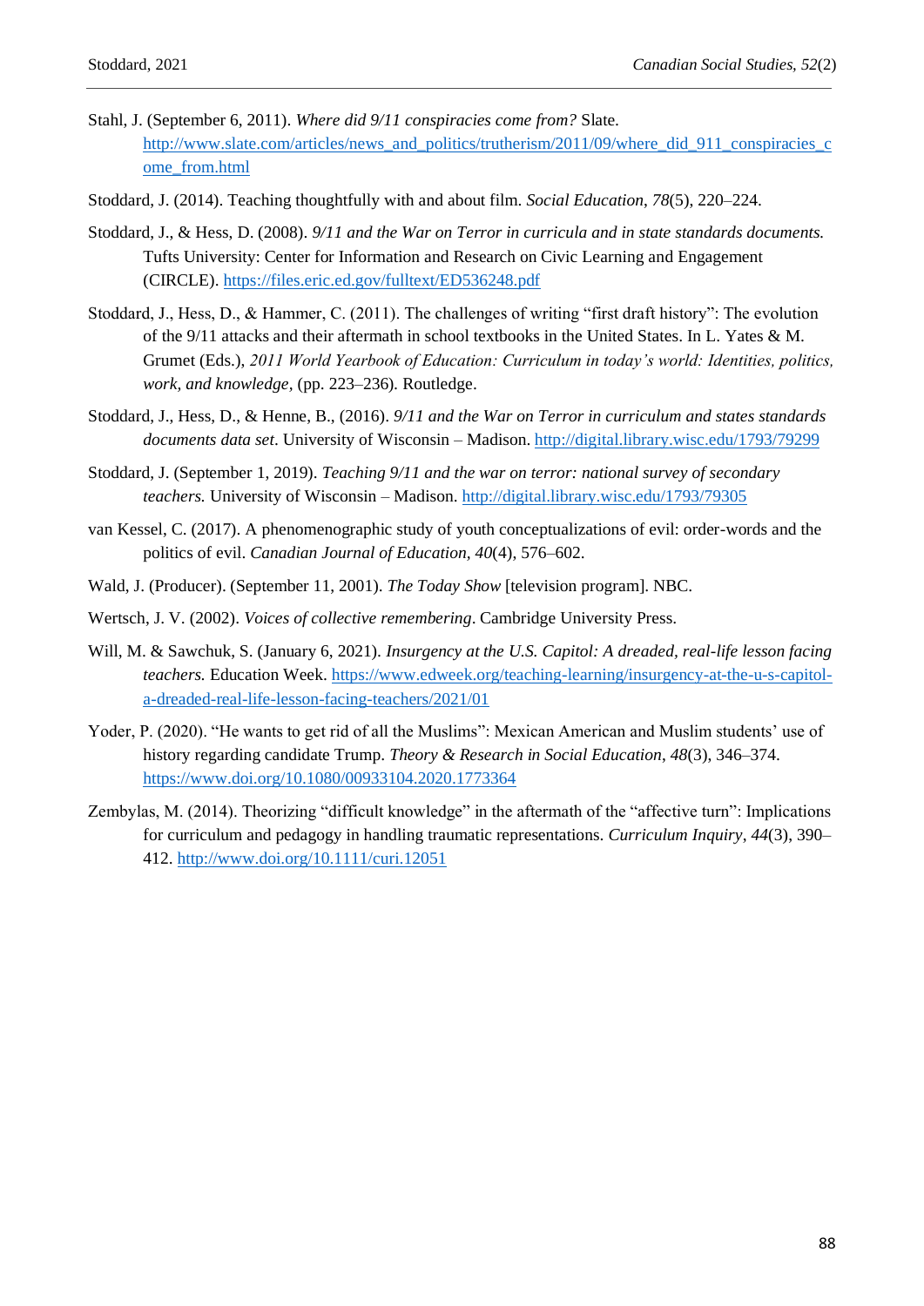Stahl, J. (September 6, 2011). *Where did 9/11 conspiracies come from?* Slate. http://www.slate.com/articles/news_and_politics/trutherism/2011/09/where_did_911_conspiracies_come_from.html

Stoddard, J. (2014). Teaching thoughtfully with and about film. *Social Education*, *78*(5), 220–224.

Stoddard, J., & Hess, D. (2008). *9/11 and the War on Terror in curricula and in state standards documents.* Tufts University: Center for Information and Research on Civic Learning and Engagement (CIRCLE). https://files.eric.ed.gov/fulltext/ED536248.pdf

Stoddard, J., Hess, D., & Hammer, C. (2011). The challenges of writing "first draft history": The evolution of the 9/11 attacks and their aftermath in school textbooks in the United States. In L. Yates & M. Grumet (Eds.), *2011 World Yearbook of Education: Curriculum in today's world: Identities, politics, work, and knowledge*, (pp. 223–236). Routledge.

Stoddard, J., Hess, D., & Henne, B., (2016). *9/11 and the War on Terror in curriculum and states standards documents data set*. University of Wisconsin – Madison. http://digital.library.wisc.edu/1793/79299

Stoddard, J. (September 1, 2019). *Teaching 9/11 and the war on terror: national survey of secondary teachers.* University of Wisconsin – Madison. http://digital.library.wisc.edu/1793/79305

van Kessel, C. (2017). A phenomenographic study of youth conceptualizations of evil: order-words and the politics of evil. *Canadian Journal of Education*, *40*(4), 576–602.

Wald, J. (Producer). (September 11, 2001). *The Today Show* [television program]. NBC.

Wertsch, J. V. (2002). *Voices of collective remembering*. Cambridge University Press.

Will, M. & Sawchuk, S. (January 6, 2021). *Insurgency at the U.S. Capitol: A dreaded, real-life lesson facing teachers.* Education Week. https://www.edweek.org/teaching-learning/insurgency-at-the-u-s-capitol-a-dreaded-real-life-lesson-facing-teachers/2021/01

Yoder, P. (2020). "He wants to get rid of all the Muslims": Mexican American and Muslim students' use of history regarding candidate Trump. *Theory & Research in Social Education*, *48*(3), 346–374. https://www.doi.org/10.1080/00933104.2020.1773364

Zembylas, M. (2014). Theorizing "difficult knowledge" in the aftermath of the "affective turn": Implications for curriculum and pedagogy in handling traumatic representations. *Curriculum Inquiry*, *44*(3), 390–412. http://www.doi.org/10.1111/curi.12051